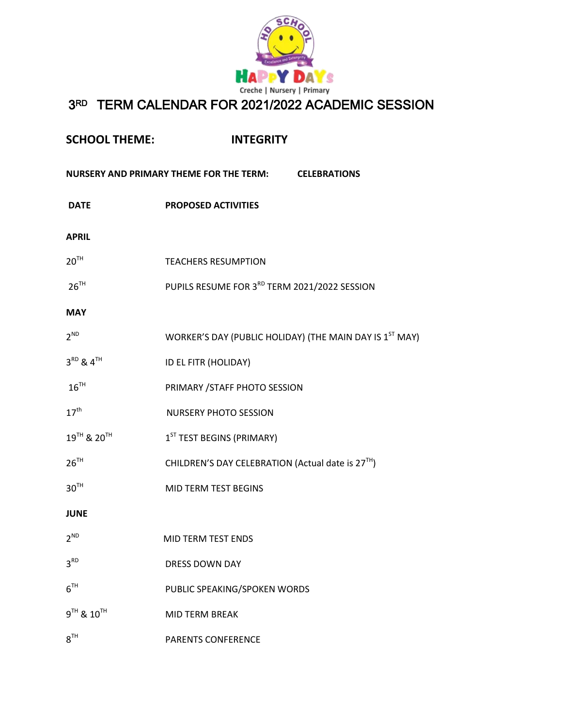HD SCHOOL

Excellence and Integrity

HAPPY DAYS

Creche | Nursery | Primary

# 3RD TERM CALENDAR FOR 2021/2022 ACADEMIC SESSION

**SCHOOL THEME: INTEGRITY**

**NURSERY AND PRIMARY THEME FOR THE TERM: CELEBRATIONS**

| DATE | PROPOSED ACTIVITIES |
|---|---|
| **APRIL** | |
| 20TH | TEACHERS RESUMPTION |
| 26TH | PUPILS RESUME FOR 3RD TERM 2021/2022 SESSION |
| **MAY** | |
| 2ND | WORKER'S DAY (PUBLIC HOLIDAY) (THE MAIN DAY IS 1ST MAY) |
| 3RD & 4TH | ID EL FITR (HOLIDAY) |
| 16TH | PRIMARY /STAFF PHOTO SESSION |
| 17th | NURSERY PHOTO SESSION |
| 19TH & 20TH | 1ST TEST BEGINS (PRIMARY) |
| 26TH | CHILDREN'S DAY CELEBRATION (Actual date is 27TH) |
| 30TH | MID TERM TEST BEGINS |
| **JUNE** | |
| 2ND | MID TERM TEST ENDS |
| 3RD | DRESS DOWN DAY |
| 6TH | PUBLIC SPEAKING/SPOKEN WORDS |
| 9TH & 10TH | MID TERM BREAK |
| 8TH | PARENTS CONFERENCE |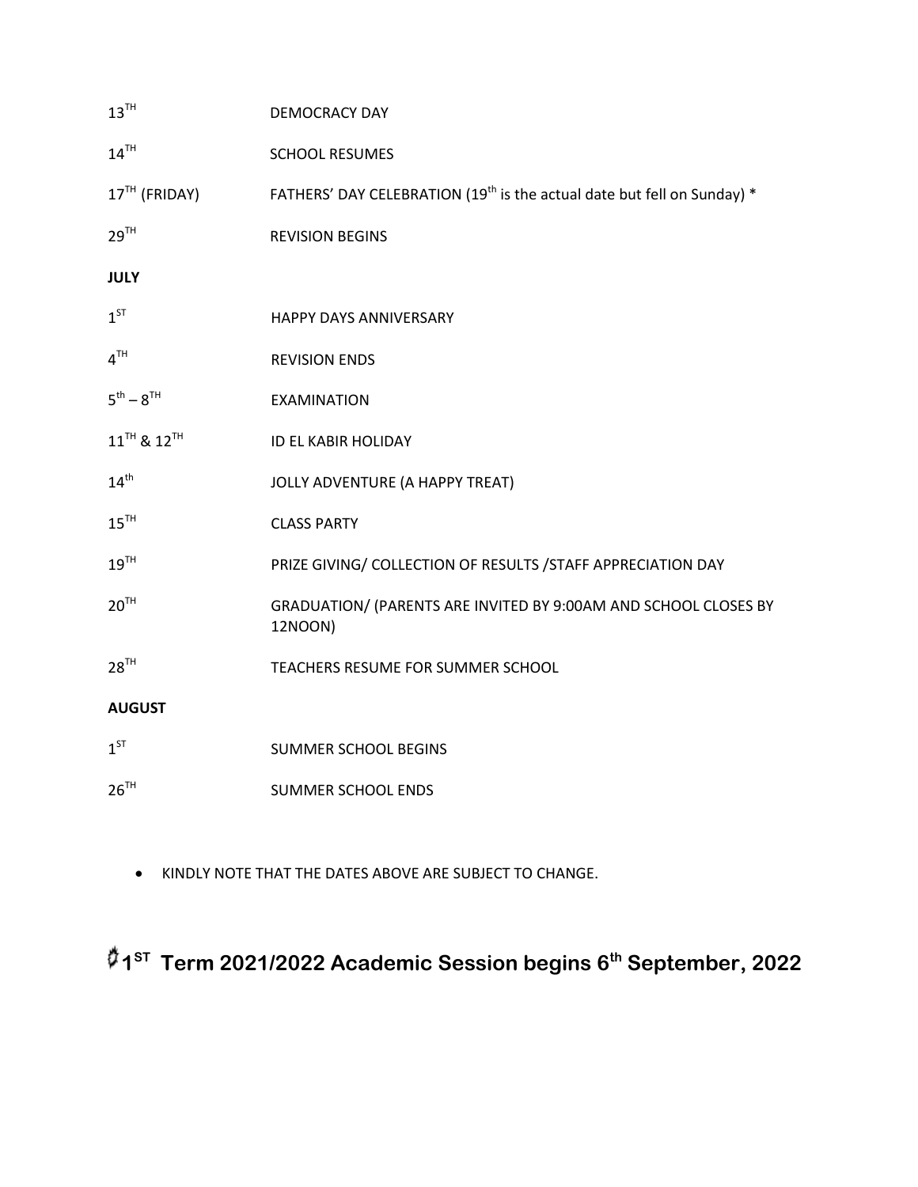| | |
|---|---|
| 13$^{TH}$ | DEMOCRACY DAY |
| 14$^{TH}$ | SCHOOL RESUMES |
| 17$^{TH}$ (FRIDAY) | FATHERS' DAY CELEBRATION (19$^{th}$ is the actual date but fell on Sunday) * |
| 29$^{TH}$ | REVISION BEGINS |

**JULY**

| | |
|---|---|
| 1$^{ST}$ | HAPPY DAYS ANNIVERSARY |
| 4$^{TH}$ | REVISION ENDS |
| 5$^{th}$ – 8$^{TH}$ | EXAMINATION |
| 11$^{TH}$ & 12$^{TH}$ | ID EL KABIR HOLIDAY |
| 14$^{th}$ | JOLLY ADVENTURE (A HAPPY TREAT) |
| 15$^{TH}$ | CLASS PARTY |
| 19$^{TH}$ | PRIZE GIVING/ COLLECTION OF RESULTS /STAFF APPRECIATION DAY |
| 20$^{TH}$ | GRADUATION/ (PARENTS ARE INVITED BY 9:00AM AND SCHOOL CLOSES BY 12NOON) |
| 28$^{TH}$ | TEACHERS RESUME FOR SUMMER SCHOOL |

**AUGUST**

| | |
|---|---|
| 1$^{ST}$ | SUMMER SCHOOL BEGINS |
| 26$^{TH}$ | SUMMER SCHOOL ENDS |

- KINDLY NOTE THAT THE DATES ABOVE ARE SUBJECT TO CHANGE.

## 1$^{ST}$ Term 2021/2022 Academic Session begins 6$^{th}$ September, 2022